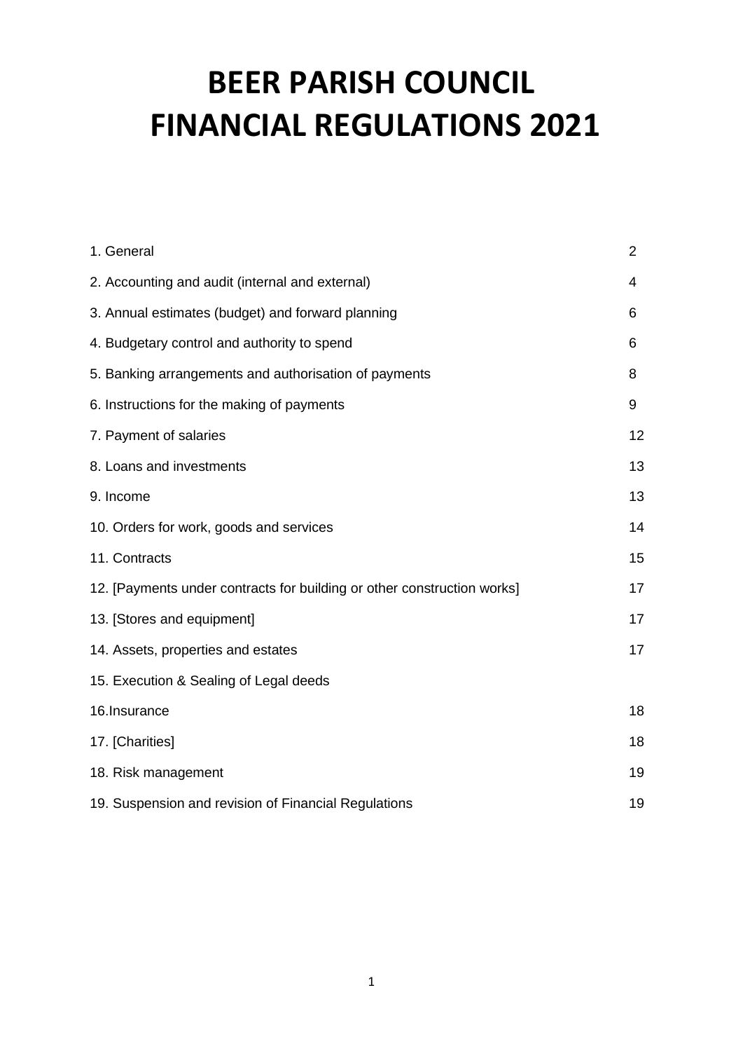# BEER PARISH COUNCIL
# FINANCIAL REGULATIONS 2021

| | |
|---|---|
| 1. General | 2 |
| 2. Accounting and audit (internal and external) | 4 |
| 3. Annual estimates (budget) and forward planning | 6 |
| 4. Budgetary control and authority to spend | 6 |
| 5. Banking arrangements and authorisation of payments | 8 |
| 6. Instructions for the making of payments | 9 |
| 7. Payment of salaries | 12 |
| 8. Loans and investments | 13 |
| 9. Income | 13 |
| 10. Orders for work, goods and services | 14 |
| 11. Contracts | 15 |
| 12. [Payments under contracts for building or other construction works] | 17 |
| 13. [Stores and equipment] | 17 |
| 14. Assets, properties and estates | 17 |
| 15. Execution & Sealing of Legal deeds | |
| 16.Insurance | 18 |
| 17. [Charities] | 18 |
| 18. Risk management | 19 |
| 19. Suspension and revision of Financial Regulations | 19 |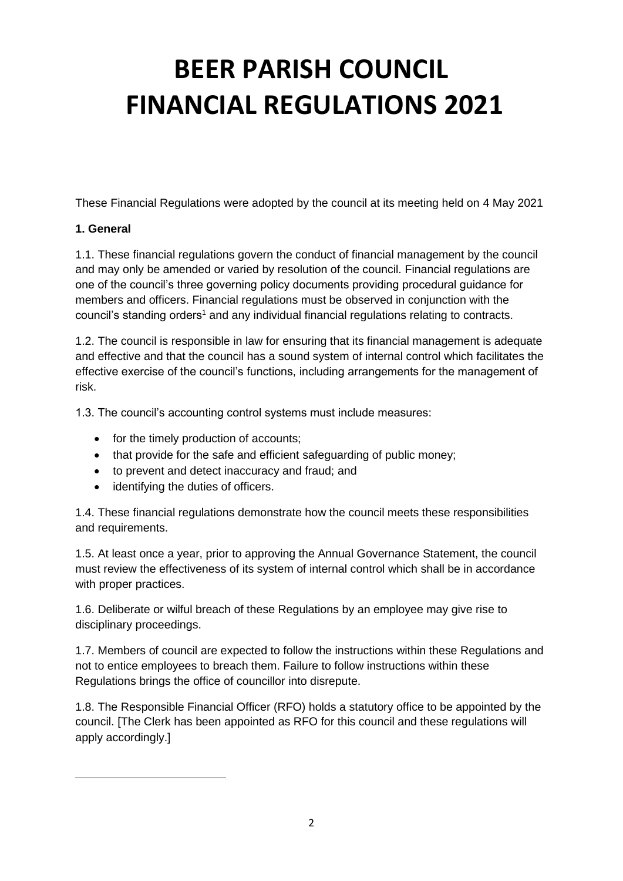# BEER PARISH COUNCIL FINANCIAL REGULATIONS 2021

These Financial Regulations were adopted by the council at its meeting held on 4 May 2021

**1. General**

1.1. These financial regulations govern the conduct of financial management by the council and may only be amended or varied by resolution of the council. Financial regulations are one of the council's three governing policy documents providing procedural guidance for members and officers. Financial regulations must be observed in conjunction with the council's standing orders[1] and any individual financial regulations relating to contracts.

1.2. The council is responsible in law for ensuring that its financial management is adequate and effective and that the council has a sound system of internal control which facilitates the effective exercise of the council's functions, including arrangements for the management of risk.

1.3. The council's accounting control systems must include measures:

- for the timely production of accounts;
- that provide for the safe and efficient safeguarding of public money;
- to prevent and detect inaccuracy and fraud; and
- identifying the duties of officers.

1.4. These financial regulations demonstrate how the council meets these responsibilities and requirements.

1.5. At least once a year, prior to approving the Annual Governance Statement, the council must review the effectiveness of its system of internal control which shall be in accordance with proper practices.

1.6. Deliberate or wilful breach of these Regulations by an employee may give rise to disciplinary proceedings.

1.7. Members of council are expected to follow the instructions within these Regulations and not to entice employees to breach them. Failure to follow instructions within these Regulations brings the office of councillor into disrepute.

1.8. The Responsible Financial Officer (RFO) holds a statutory office to be appointed by the council. [The Clerk has been appointed as RFO for this council and these regulations will apply accordingly.]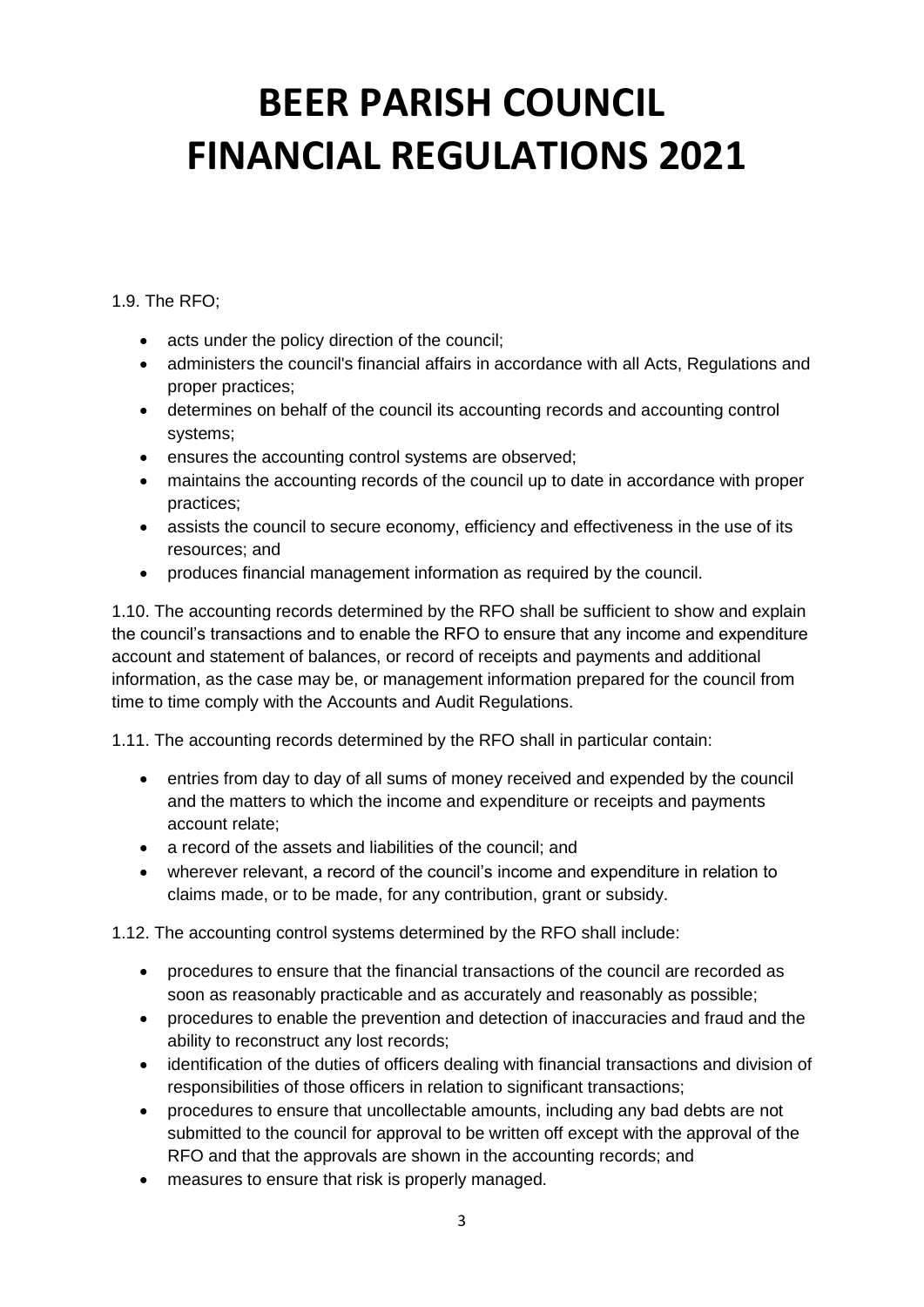# BEER PARISH COUNCIL FINANCIAL REGULATIONS 2021

1.9. The RFO;

- acts under the policy direction of the council;
- administers the council's financial affairs in accordance with all Acts, Regulations and proper practices;
- determines on behalf of the council its accounting records and accounting control systems;
- ensures the accounting control systems are observed;
- maintains the accounting records of the council up to date in accordance with proper practices;
- assists the council to secure economy, efficiency and effectiveness in the use of its resources; and
- produces financial management information as required by the council.

1.10. The accounting records determined by the RFO shall be sufficient to show and explain the council's transactions and to enable the RFO to ensure that any income and expenditure account and statement of balances, or record of receipts and payments and additional information, as the case may be, or management information prepared for the council from time to time comply with the Accounts and Audit Regulations.

1.11. The accounting records determined by the RFO shall in particular contain:

- entries from day to day of all sums of money received and expended by the council and the matters to which the income and expenditure or receipts and payments account relate;
- a record of the assets and liabilities of the council; and
- wherever relevant, a record of the council's income and expenditure in relation to claims made, or to be made, for any contribution, grant or subsidy.

1.12. The accounting control systems determined by the RFO shall include:

- procedures to ensure that the financial transactions of the council are recorded as soon as reasonably practicable and as accurately and reasonably as possible;
- procedures to enable the prevention and detection of inaccuracies and fraud and the ability to reconstruct any lost records;
- identification of the duties of officers dealing with financial transactions and division of responsibilities of those officers in relation to significant transactions;
- procedures to ensure that uncollectable amounts, including any bad debts are not submitted to the council for approval to be written off except with the approval of the RFO and that the approvals are shown in the accounting records; and
- measures to ensure that risk is properly managed.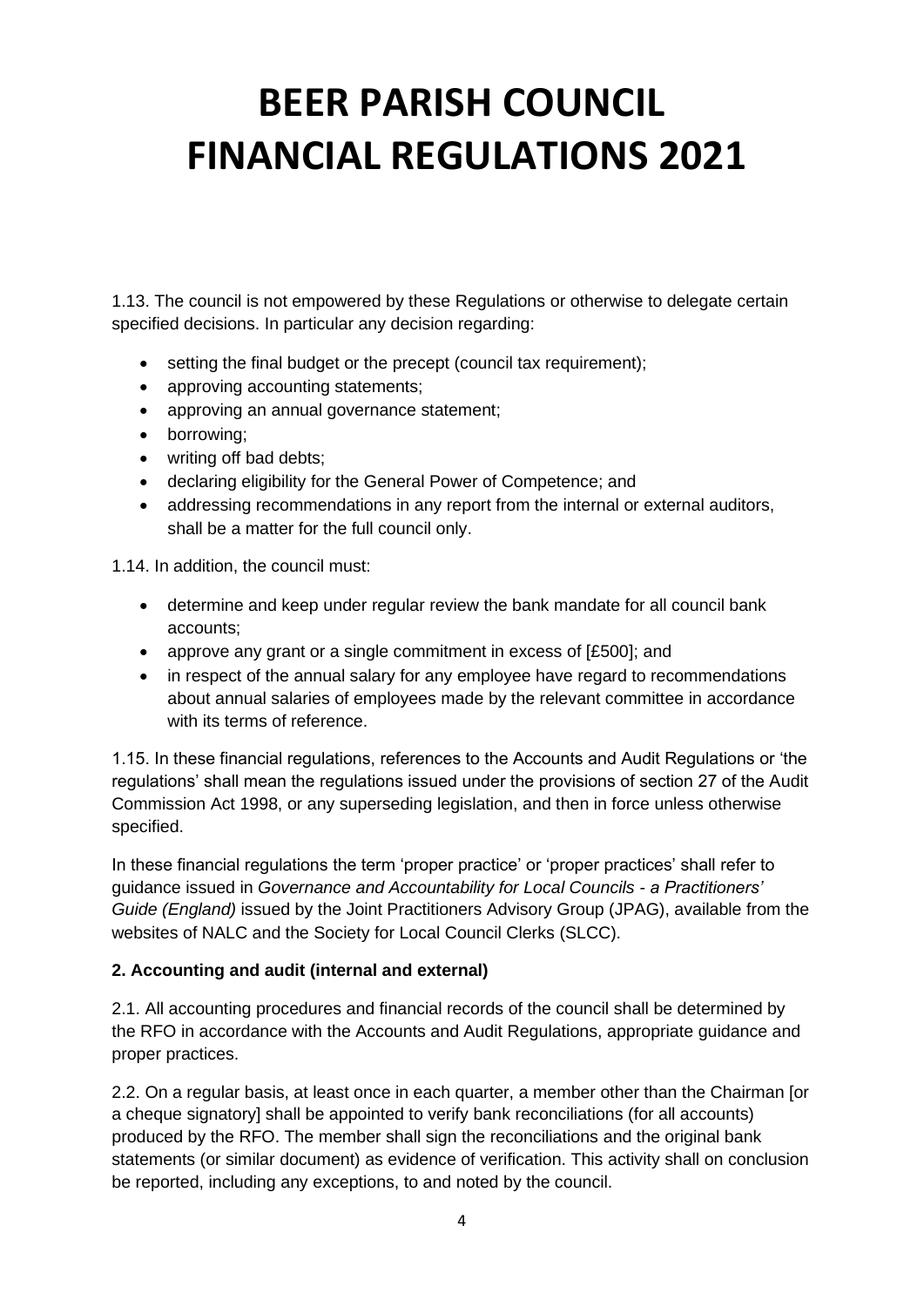# BEER PARISH COUNCIL FINANCIAL REGULATIONS 2021

1.13. The council is not empowered by these Regulations or otherwise to delegate certain specified decisions. In particular any decision regarding:

- setting the final budget or the precept (council tax requirement);
- approving accounting statements;
- approving an annual governance statement;
- borrowing;
- writing off bad debts;
- declaring eligibility for the General Power of Competence; and
- addressing recommendations in any report from the internal or external auditors, shall be a matter for the full council only.

1.14. In addition, the council must:

- determine and keep under regular review the bank mandate for all council bank accounts;
- approve any grant or a single commitment in excess of [£500]; and
- in respect of the annual salary for any employee have regard to recommendations about annual salaries of employees made by the relevant committee in accordance with its terms of reference.

1.15. In these financial regulations, references to the Accounts and Audit Regulations or 'the regulations' shall mean the regulations issued under the provisions of section 27 of the Audit Commission Act 1998, or any superseding legislation, and then in force unless otherwise specified.

In these financial regulations the term 'proper practice' or 'proper practices' shall refer to guidance issued in *Governance and Accountability for Local Councils - a Practitioners' Guide (England)* issued by the Joint Practitioners Advisory Group (JPAG), available from the websites of NALC and the Society for Local Council Clerks (SLCC).

**2. Accounting and audit (internal and external)**

2.1. All accounting procedures and financial records of the council shall be determined by the RFO in accordance with the Accounts and Audit Regulations, appropriate guidance and proper practices.

2.2. On a regular basis, at least once in each quarter, a member other than the Chairman [or a cheque signatory] shall be appointed to verify bank reconciliations (for all accounts) produced by the RFO. The member shall sign the reconciliations and the original bank statements (or similar document) as evidence of verification. This activity shall on conclusion be reported, including any exceptions, to and noted by the council.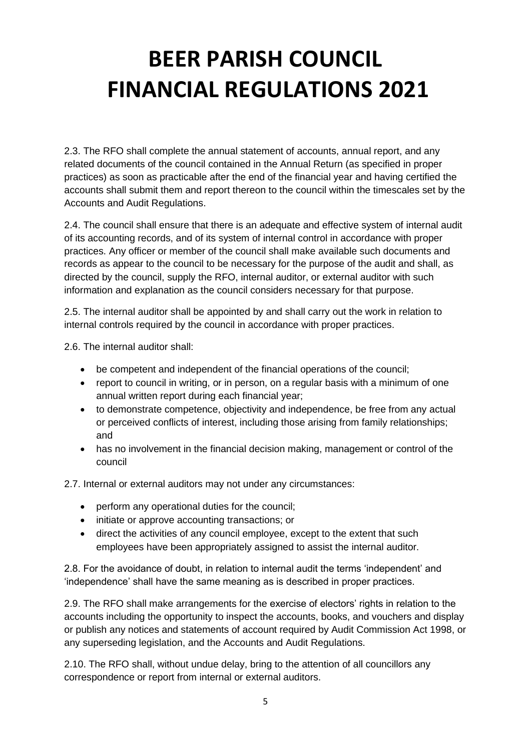# BEER PARISH COUNCIL FINANCIAL REGULATIONS 2021

2.3. The RFO shall complete the annual statement of accounts, annual report, and any related documents of the council contained in the Annual Return (as specified in proper practices) as soon as practicable after the end of the financial year and having certified the accounts shall submit them and report thereon to the council within the timescales set by the Accounts and Audit Regulations.

2.4. The council shall ensure that there is an adequate and effective system of internal audit of its accounting records, and of its system of internal control in accordance with proper practices. Any officer or member of the council shall make available such documents and records as appear to the council to be necessary for the purpose of the audit and shall, as directed by the council, supply the RFO, internal auditor, or external auditor with such information and explanation as the council considers necessary for that purpose.

2.5. The internal auditor shall be appointed by and shall carry out the work in relation to internal controls required by the council in accordance with proper practices.

2.6. The internal auditor shall:

- be competent and independent of the financial operations of the council;
- report to council in writing, or in person, on a regular basis with a minimum of one annual written report during each financial year;
- to demonstrate competence, objectivity and independence, be free from any actual or perceived conflicts of interest, including those arising from family relationships; and
- has no involvement in the financial decision making, management or control of the council

2.7. Internal or external auditors may not under any circumstances:

- perform any operational duties for the council;
- initiate or approve accounting transactions; or
- direct the activities of any council employee, except to the extent that such employees have been appropriately assigned to assist the internal auditor.

2.8. For the avoidance of doubt, in relation to internal audit the terms 'independent' and 'independence' shall have the same meaning as is described in proper practices.

2.9. The RFO shall make arrangements for the exercise of electors' rights in relation to the accounts including the opportunity to inspect the accounts, books, and vouchers and display or publish any notices and statements of account required by Audit Commission Act 1998, or any superseding legislation, and the Accounts and Audit Regulations.

2.10. The RFO shall, without undue delay, bring to the attention of all councillors any correspondence or report from internal or external auditors.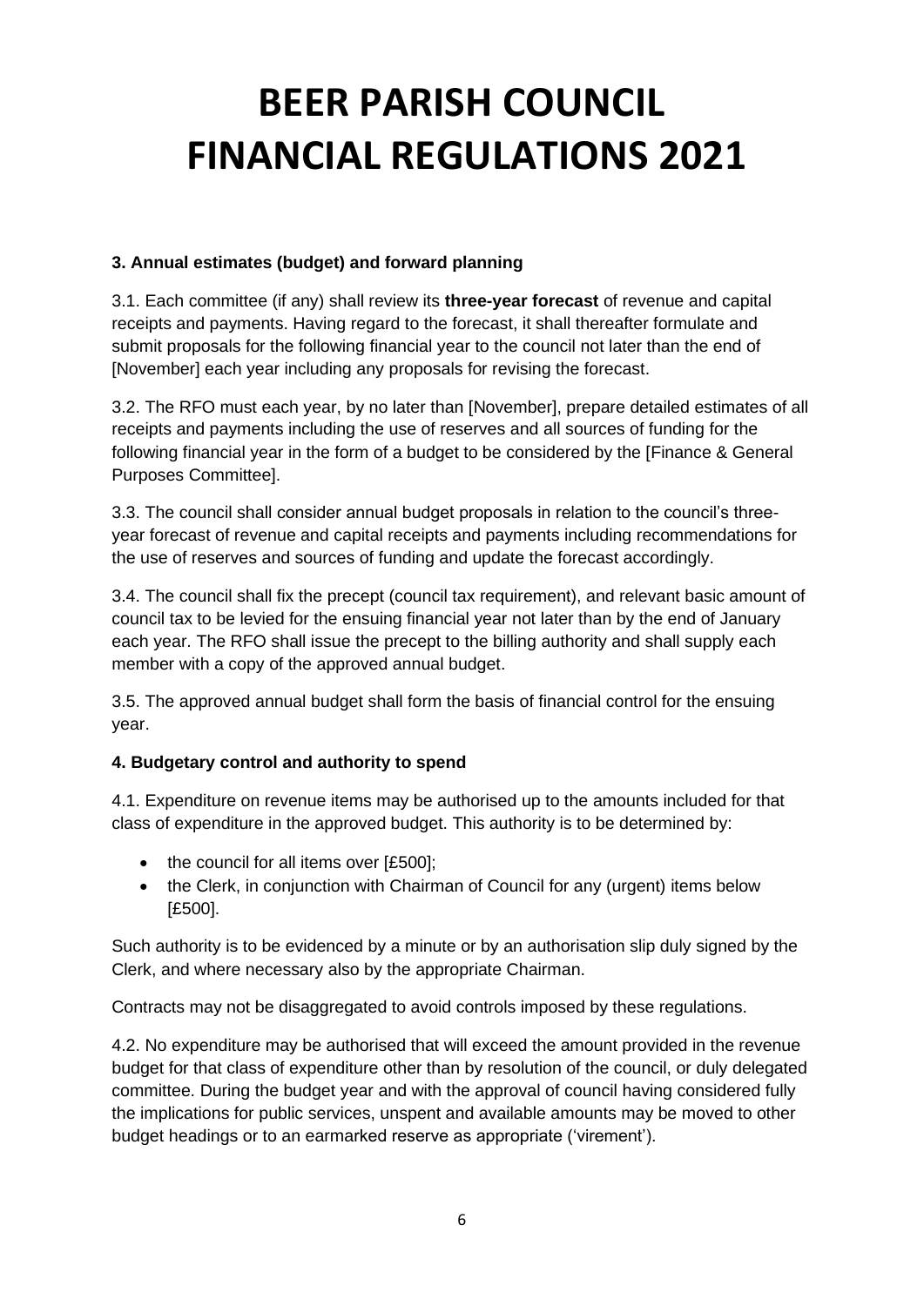# BEER PARISH COUNCIL FINANCIAL REGULATIONS 2021

**3. Annual estimates (budget) and forward planning**

3.1. Each committee (if any) shall review its **three-year forecast** of revenue and capital receipts and payments. Having regard to the forecast, it shall thereafter formulate and submit proposals for the following financial year to the council not later than the end of [November] each year including any proposals for revising the forecast.

3.2. The RFO must each year, by no later than [November], prepare detailed estimates of all receipts and payments including the use of reserves and all sources of funding for the following financial year in the form of a budget to be considered by the [Finance & General Purposes Committee].

3.3. The council shall consider annual budget proposals in relation to the council's three-year forecast of revenue and capital receipts and payments including recommendations for the use of reserves and sources of funding and update the forecast accordingly.

3.4. The council shall fix the precept (council tax requirement), and relevant basic amount of council tax to be levied for the ensuing financial year not later than by the end of January each year. The RFO shall issue the precept to the billing authority and shall supply each member with a copy of the approved annual budget.

3.5. The approved annual budget shall form the basis of financial control for the ensuing year.

**4. Budgetary control and authority to spend**

4.1. Expenditure on revenue items may be authorised up to the amounts included for that class of expenditure in the approved budget. This authority is to be determined by:

- the council for all items over [£500];
- the Clerk, in conjunction with Chairman of Council for any (urgent) items below [£500].

Such authority is to be evidenced by a minute or by an authorisation slip duly signed by the Clerk, and where necessary also by the appropriate Chairman.

Contracts may not be disaggregated to avoid controls imposed by these regulations.

4.2. No expenditure may be authorised that will exceed the amount provided in the revenue budget for that class of expenditure other than by resolution of the council, or duly delegated committee. During the budget year and with the approval of council having considered fully the implications for public services, unspent and available amounts may be moved to other budget headings or to an earmarked reserve as appropriate ('virement').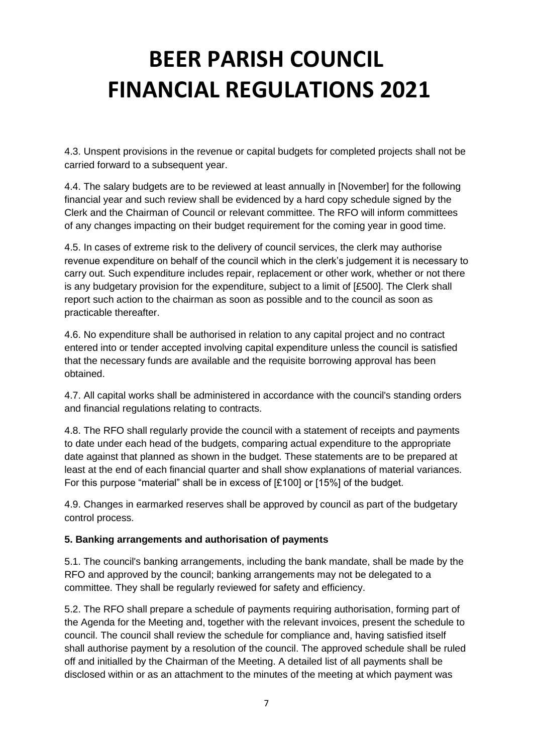# BEER PARISH COUNCIL FINANCIAL REGULATIONS 2021

4.3. Unspent provisions in the revenue or capital budgets for completed projects shall not be carried forward to a subsequent year.

4.4. The salary budgets are to be reviewed at least annually in [November] for the following financial year and such review shall be evidenced by a hard copy schedule signed by the Clerk and the Chairman of Council or relevant committee. The RFO will inform committees of any changes impacting on their budget requirement for the coming year in good time.

4.5. In cases of extreme risk to the delivery of council services, the clerk may authorise revenue expenditure on behalf of the council which in the clerk's judgement it is necessary to carry out. Such expenditure includes repair, replacement or other work, whether or not there is any budgetary provision for the expenditure, subject to a limit of [£500]. The Clerk shall report such action to the chairman as soon as possible and to the council as soon as practicable thereafter.

4.6. No expenditure shall be authorised in relation to any capital project and no contract entered into or tender accepted involving capital expenditure unless the council is satisfied that the necessary funds are available and the requisite borrowing approval has been obtained.

4.7. All capital works shall be administered in accordance with the council's standing orders and financial regulations relating to contracts.

4.8. The RFO shall regularly provide the council with a statement of receipts and payments to date under each head of the budgets, comparing actual expenditure to the appropriate date against that planned as shown in the budget. These statements are to be prepared at least at the end of each financial quarter and shall show explanations of material variances. For this purpose "material" shall be in excess of [£100] or [15%] of the budget.

4.9. Changes in earmarked reserves shall be approved by council as part of the budgetary control process.

**5. Banking arrangements and authorisation of payments**

5.1. The council's banking arrangements, including the bank mandate, shall be made by the RFO and approved by the council; banking arrangements may not be delegated to a committee. They shall be regularly reviewed for safety and efficiency.

5.2. The RFO shall prepare a schedule of payments requiring authorisation, forming part of the Agenda for the Meeting and, together with the relevant invoices, present the schedule to council. The council shall review the schedule for compliance and, having satisfied itself shall authorise payment by a resolution of the council. The approved schedule shall be ruled off and initialled by the Chairman of the Meeting. A detailed list of all payments shall be disclosed within or as an attachment to the minutes of the meeting at which payment was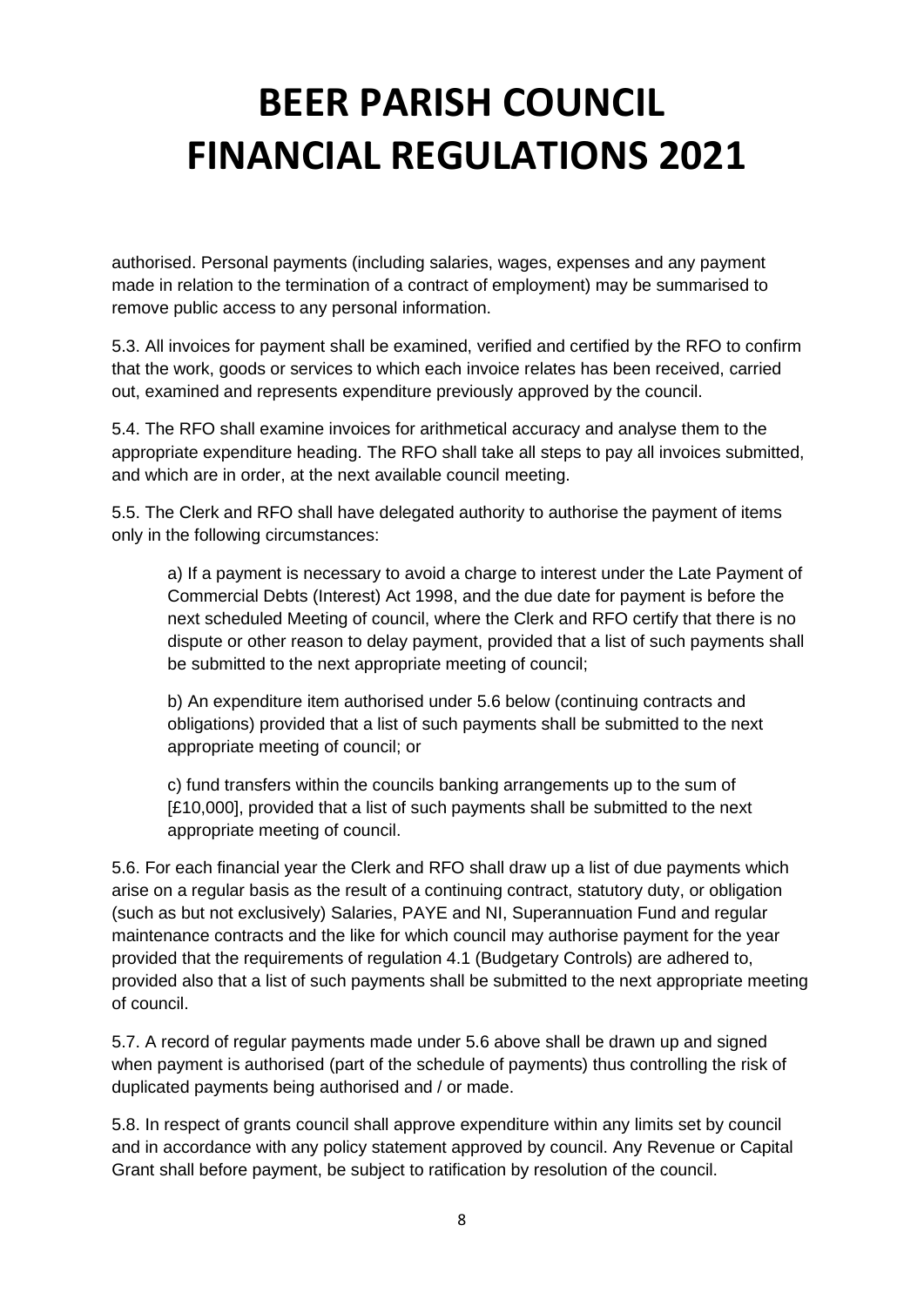authorised. Personal payments (including salaries, wages, expenses and any payment made in relation to the termination of a contract of employment) may be summarised to remove public access to any personal information.

5.3. All invoices for payment shall be examined, verified and certified by the RFO to confirm that the work, goods or services to which each invoice relates has been received, carried out, examined and represents expenditure previously approved by the council.

5.4. The RFO shall examine invoices for arithmetical accuracy and analyse them to the appropriate expenditure heading. The RFO shall take all steps to pay all invoices submitted, and which are in order, at the next available council meeting.

5.5. The Clerk and RFO shall have delegated authority to authorise the payment of items only in the following circumstances:

a) If a payment is necessary to avoid a charge to interest under the Late Payment of Commercial Debts (Interest) Act 1998, and the due date for payment is before the next scheduled Meeting of council, where the Clerk and RFO certify that there is no dispute or other reason to delay payment, provided that a list of such payments shall be submitted to the next appropriate meeting of council;

b) An expenditure item authorised under 5.6 below (continuing contracts and obligations) provided that a list of such payments shall be submitted to the next appropriate meeting of council; or

c) fund transfers within the councils banking arrangements up to the sum of [£10,000], provided that a list of such payments shall be submitted to the next appropriate meeting of council.

5.6. For each financial year the Clerk and RFO shall draw up a list of due payments which arise on a regular basis as the result of a continuing contract, statutory duty, or obligation (such as but not exclusively) Salaries, PAYE and NI, Superannuation Fund and regular maintenance contracts and the like for which council may authorise payment for the year provided that the requirements of regulation 4.1 (Budgetary Controls) are adhered to, provided also that a list of such payments shall be submitted to the next appropriate meeting of council.

5.7. A record of regular payments made under 5.6 above shall be drawn up and signed when payment is authorised (part of the schedule of payments) thus controlling the risk of duplicated payments being authorised and / or made.

5.8. In respect of grants council shall approve expenditure within any limits set by council and in accordance with any policy statement approved by council. Any Revenue or Capital Grant shall before payment, be subject to ratification by resolution of the council.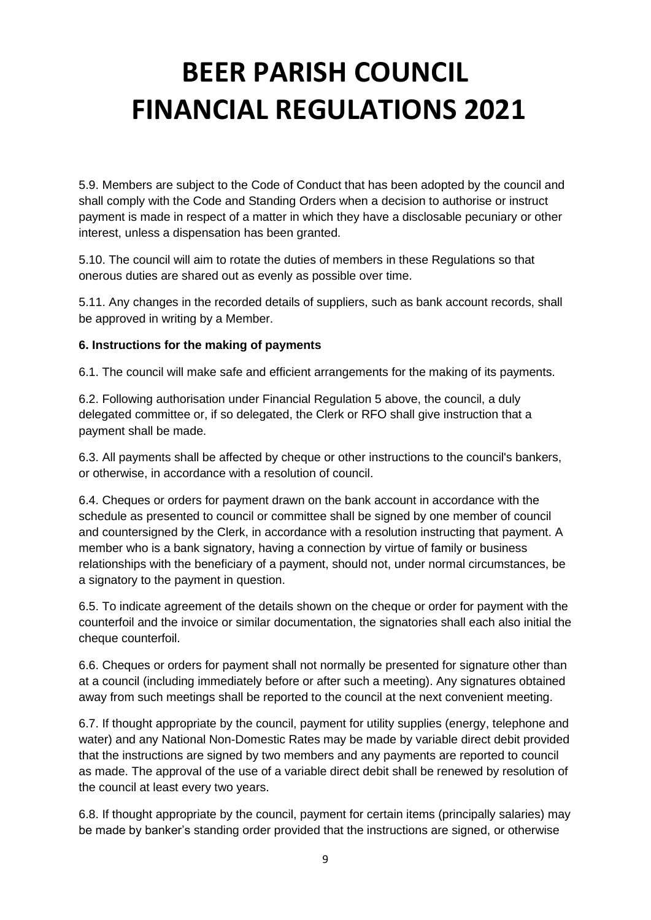# BEER PARISH COUNCIL FINANCIAL REGULATIONS 2021

5.9. Members are subject to the Code of Conduct that has been adopted by the council and shall comply with the Code and Standing Orders when a decision to authorise or instruct payment is made in respect of a matter in which they have a disclosable pecuniary or other interest, unless a dispensation has been granted.

5.10. The council will aim to rotate the duties of members in these Regulations so that onerous duties are shared out as evenly as possible over time.

5.11. Any changes in the recorded details of suppliers, such as bank account records, shall be approved in writing by a Member.

**6. Instructions for the making of payments**

6.1. The council will make safe and efficient arrangements for the making of its payments.

6.2. Following authorisation under Financial Regulation 5 above, the council, a duly delegated committee or, if so delegated, the Clerk or RFO shall give instruction that a payment shall be made.

6.3. All payments shall be affected by cheque or other instructions to the council's bankers, or otherwise, in accordance with a resolution of council.

6.4. Cheques or orders for payment drawn on the bank account in accordance with the schedule as presented to council or committee shall be signed by one member of council and countersigned by the Clerk, in accordance with a resolution instructing that payment. A member who is a bank signatory, having a connection by virtue of family or business relationships with the beneficiary of a payment, should not, under normal circumstances, be a signatory to the payment in question.

6.5. To indicate agreement of the details shown on the cheque or order for payment with the counterfoil and the invoice or similar documentation, the signatories shall each also initial the cheque counterfoil.

6.6. Cheques or orders for payment shall not normally be presented for signature other than at a council (including immediately before or after such a meeting). Any signatures obtained away from such meetings shall be reported to the council at the next convenient meeting.

6.7. If thought appropriate by the council, payment for utility supplies (energy, telephone and water) and any National Non-Domestic Rates may be made by variable direct debit provided that the instructions are signed by two members and any payments are reported to council as made. The approval of the use of a variable direct debit shall be renewed by resolution of the council at least every two years.

6.8. If thought appropriate by the council, payment for certain items (principally salaries) may be made by banker's standing order provided that the instructions are signed, or otherwise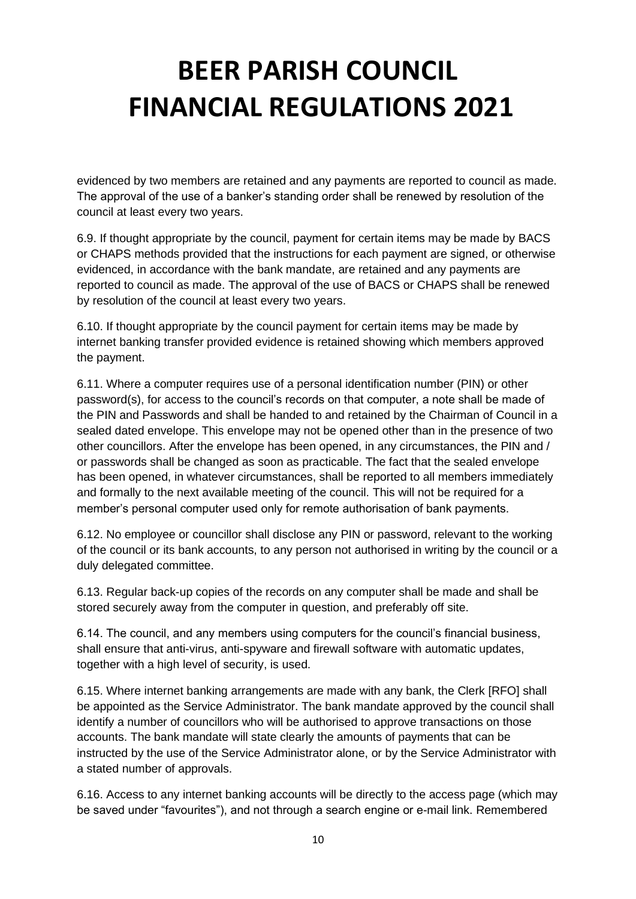evidenced by two members are retained and any payments are reported to council as made. The approval of the use of a banker's standing order shall be renewed by resolution of the council at least every two years.

6.9. If thought appropriate by the council, payment for certain items may be made by BACS or CHAPS methods provided that the instructions for each payment are signed, or otherwise evidenced, in accordance with the bank mandate, are retained and any payments are reported to council as made. The approval of the use of BACS or CHAPS shall be renewed by resolution of the council at least every two years.

6.10. If thought appropriate by the council payment for certain items may be made by internet banking transfer provided evidence is retained showing which members approved the payment.

6.11. Where a computer requires use of a personal identification number (PIN) or other password(s), for access to the council's records on that computer, a note shall be made of the PIN and Passwords and shall be handed to and retained by the Chairman of Council in a sealed dated envelope. This envelope may not be opened other than in the presence of two other councillors. After the envelope has been opened, in any circumstances, the PIN and / or passwords shall be changed as soon as practicable. The fact that the sealed envelope has been opened, in whatever circumstances, shall be reported to all members immediately and formally to the next available meeting of the council. This will not be required for a member's personal computer used only for remote authorisation of bank payments.

6.12. No employee or councillor shall disclose any PIN or password, relevant to the working of the council or its bank accounts, to any person not authorised in writing by the council or a duly delegated committee.

6.13. Regular back-up copies of the records on any computer shall be made and shall be stored securely away from the computer in question, and preferably off site.

6.14. The council, and any members using computers for the council's financial business, shall ensure that anti-virus, anti-spyware and firewall software with automatic updates, together with a high level of security, is used.

6.15. Where internet banking arrangements are made with any bank, the Clerk [RFO] shall be appointed as the Service Administrator. The bank mandate approved by the council shall identify a number of councillors who will be authorised to approve transactions on those accounts. The bank mandate will state clearly the amounts of payments that can be instructed by the use of the Service Administrator alone, or by the Service Administrator with a stated number of approvals.

6.16. Access to any internet banking accounts will be directly to the access page (which may be saved under "favourites"), and not through a search engine or e-mail link. Remembered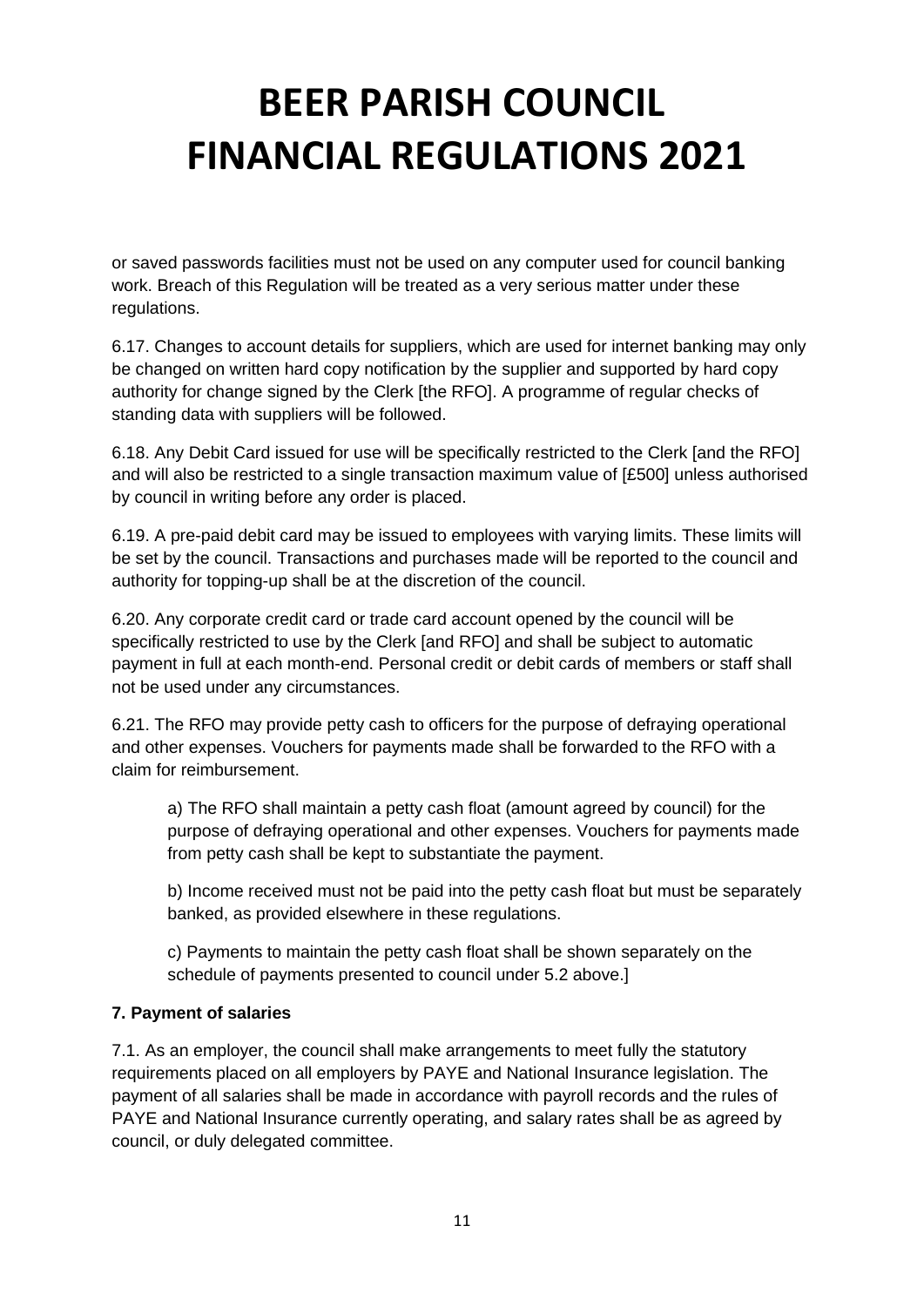or saved passwords facilities must not be used on any computer used for council banking work. Breach of this Regulation will be treated as a very serious matter under these regulations.

6.17. Changes to account details for suppliers, which are used for internet banking may only be changed on written hard copy notification by the supplier and supported by hard copy authority for change signed by the Clerk [the RFO]. A programme of regular checks of standing data with suppliers will be followed.

6.18. Any Debit Card issued for use will be specifically restricted to the Clerk [and the RFO] and will also be restricted to a single transaction maximum value of [£500] unless authorised by council in writing before any order is placed.

6.19. A pre-paid debit card may be issued to employees with varying limits. These limits will be set by the council. Transactions and purchases made will be reported to the council and authority for topping-up shall be at the discretion of the council.

6.20. Any corporate credit card or trade card account opened by the council will be specifically restricted to use by the Clerk [and RFO] and shall be subject to automatic payment in full at each month-end. Personal credit or debit cards of members or staff shall not be used under any circumstances.

6.21. The RFO may provide petty cash to officers for the purpose of defraying operational and other expenses. Vouchers for payments made shall be forwarded to the RFO with a claim for reimbursement.

> a) The RFO shall maintain a petty cash float (amount agreed by council) for the purpose of defraying operational and other expenses. Vouchers for payments made from petty cash shall be kept to substantiate the payment.
>
> b) Income received must not be paid into the petty cash float but must be separately banked, as provided elsewhere in these regulations.
>
> c) Payments to maintain the petty cash float shall be shown separately on the schedule of payments presented to council under 5.2 above.]

**7. Payment of salaries**

7.1. As an employer, the council shall make arrangements to meet fully the statutory requirements placed on all employers by PAYE and National Insurance legislation. The payment of all salaries shall be made in accordance with payroll records and the rules of PAYE and National Insurance currently operating, and salary rates shall be as agreed by council, or duly delegated committee.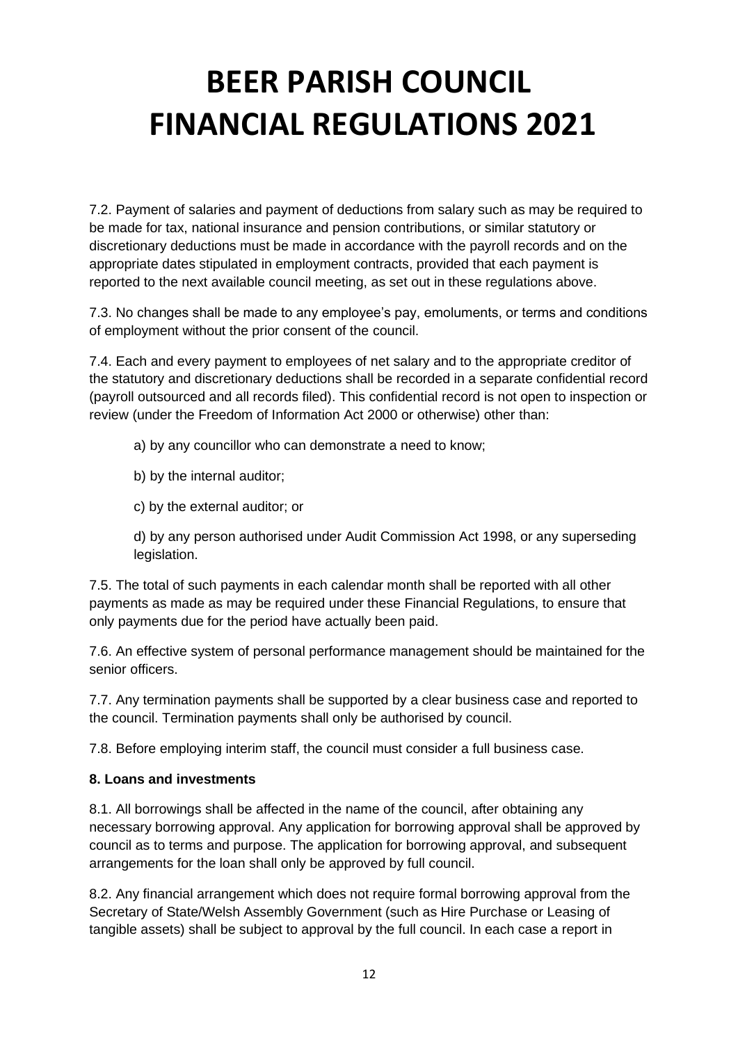# BEER PARISH COUNCIL FINANCIAL REGULATIONS 2021

7.2. Payment of salaries and payment of deductions from salary such as may be required to be made for tax, national insurance and pension contributions, or similar statutory or discretionary deductions must be made in accordance with the payroll records and on the appropriate dates stipulated in employment contracts, provided that each payment is reported to the next available council meeting, as set out in these regulations above.

7.3. No changes shall be made to any employee's pay, emoluments, or terms and conditions of employment without the prior consent of the council.

7.4. Each and every payment to employees of net salary and to the appropriate creditor of the statutory and discretionary deductions shall be recorded in a separate confidential record (payroll outsourced and all records filed). This confidential record is not open to inspection or review (under the Freedom of Information Act 2000 or otherwise) other than:

a) by any councillor who can demonstrate a need to know;

b) by the internal auditor;

c) by the external auditor; or

d) by any person authorised under Audit Commission Act 1998, or any superseding legislation.

7.5. The total of such payments in each calendar month shall be reported with all other payments as made as may be required under these Financial Regulations, to ensure that only payments due for the period have actually been paid.

7.6. An effective system of personal performance management should be maintained for the senior officers.

7.7. Any termination payments shall be supported by a clear business case and reported to the council. Termination payments shall only be authorised by council.

7.8. Before employing interim staff, the council must consider a full business case.

**8. Loans and investments**

8.1. All borrowings shall be affected in the name of the council, after obtaining any necessary borrowing approval. Any application for borrowing approval shall be approved by council as to terms and purpose. The application for borrowing approval, and subsequent arrangements for the loan shall only be approved by full council.

8.2. Any financial arrangement which does not require formal borrowing approval from the Secretary of State/Welsh Assembly Government (such as Hire Purchase or Leasing of tangible assets) shall be subject to approval by the full council. In each case a report in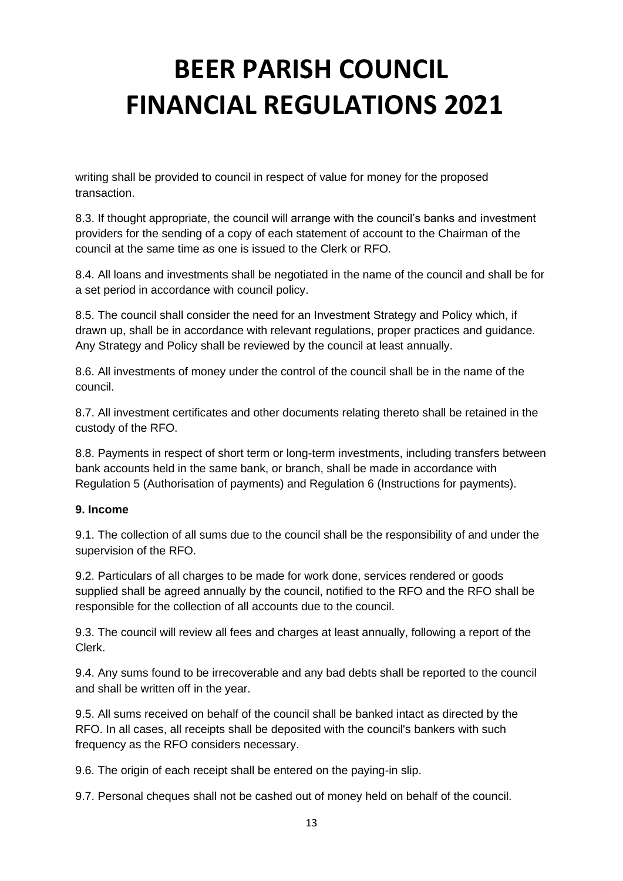writing shall be provided to council in respect of value for money for the proposed transaction.

8.3. If thought appropriate, the council will arrange with the council's banks and investment providers for the sending of a copy of each statement of account to the Chairman of the council at the same time as one is issued to the Clerk or RFO.

8.4. All loans and investments shall be negotiated in the name of the council and shall be for a set period in accordance with council policy.

8.5. The council shall consider the need for an Investment Strategy and Policy which, if drawn up, shall be in accordance with relevant regulations, proper practices and guidance. Any Strategy and Policy shall be reviewed by the council at least annually.

8.6. All investments of money under the control of the council shall be in the name of the council.

8.7. All investment certificates and other documents relating thereto shall be retained in the custody of the RFO.

8.8. Payments in respect of short term or long-term investments, including transfers between bank accounts held in the same bank, or branch, shall be made in accordance with Regulation 5 (Authorisation of payments) and Regulation 6 (Instructions for payments).

**9. Income**

9.1. The collection of all sums due to the council shall be the responsibility of and under the supervision of the RFO.

9.2. Particulars of all charges to be made for work done, services rendered or goods supplied shall be agreed annually by the council, notified to the RFO and the RFO shall be responsible for the collection of all accounts due to the council.

9.3. The council will review all fees and charges at least annually, following a report of the Clerk.

9.4. Any sums found to be irrecoverable and any bad debts shall be reported to the council and shall be written off in the year.

9.5. All sums received on behalf of the council shall be banked intact as directed by the RFO. In all cases, all receipts shall be deposited with the council's bankers with such frequency as the RFO considers necessary.

9.6. The origin of each receipt shall be entered on the paying-in slip.

9.7. Personal cheques shall not be cashed out of money held on behalf of the council.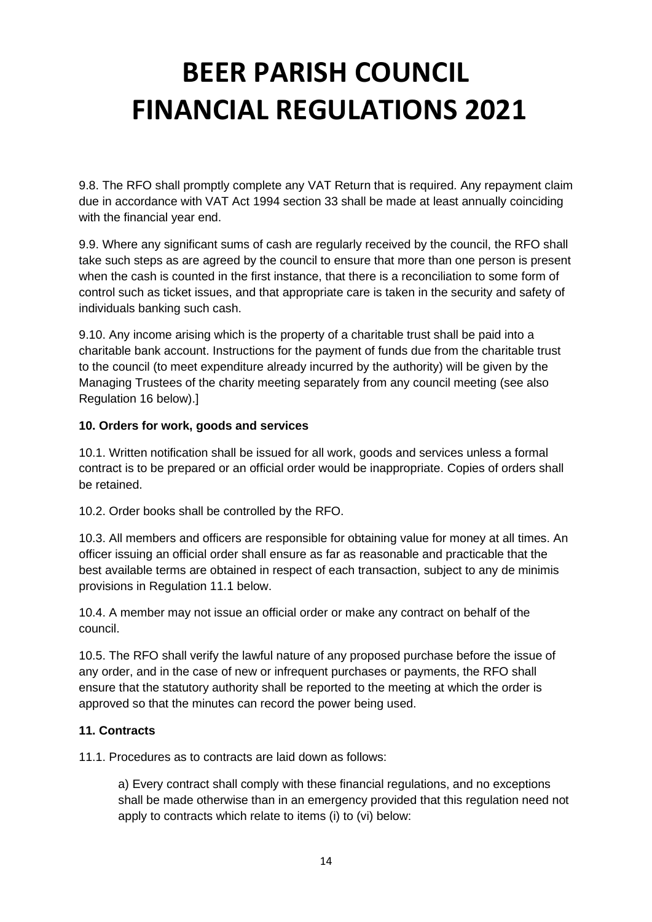# BEER PARISH COUNCIL FINANCIAL REGULATIONS 2021

9.8. The RFO shall promptly complete any VAT Return that is required. Any repayment claim due in accordance with VAT Act 1994 section 33 shall be made at least annually coinciding with the financial year end.

9.9. Where any significant sums of cash are regularly received by the council, the RFO shall take such steps as are agreed by the council to ensure that more than one person is present when the cash is counted in the first instance, that there is a reconciliation to some form of control such as ticket issues, and that appropriate care is taken in the security and safety of individuals banking such cash.

9.10. Any income arising which is the property of a charitable trust shall be paid into a charitable bank account. Instructions for the payment of funds due from the charitable trust to the council (to meet expenditure already incurred by the authority) will be given by the Managing Trustees of the charity meeting separately from any council meeting (see also Regulation 16 below).]

**10. Orders for work, goods and services**

10.1. Written notification shall be issued for all work, goods and services unless a formal contract is to be prepared or an official order would be inappropriate. Copies of orders shall be retained.

10.2. Order books shall be controlled by the RFO.

10.3. All members and officers are responsible for obtaining value for money at all times. An officer issuing an official order shall ensure as far as reasonable and practicable that the best available terms are obtained in respect of each transaction, subject to any de minimis provisions in Regulation 11.1 below.

10.4. A member may not issue an official order or make any contract on behalf of the council.

10.5. The RFO shall verify the lawful nature of any proposed purchase before the issue of any order, and in the case of new or infrequent purchases or payments, the RFO shall ensure that the statutory authority shall be reported to the meeting at which the order is approved so that the minutes can record the power being used.

**11. Contracts**

11.1. Procedures as to contracts are laid down as follows:

a) Every contract shall comply with these financial regulations, and no exceptions shall be made otherwise than in an emergency provided that this regulation need not apply to contracts which relate to items (i) to (vi) below: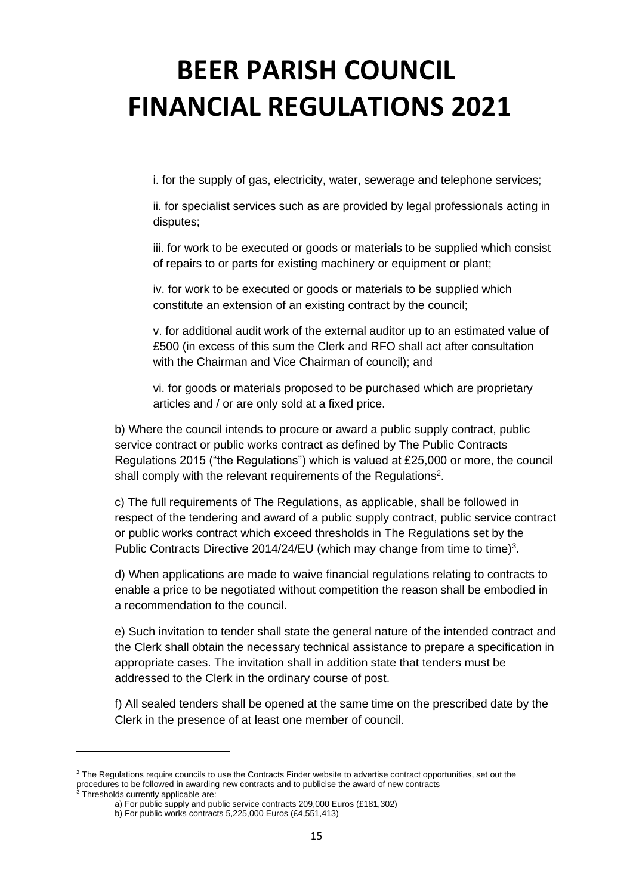# BEER PARISH COUNCIL FINANCIAL REGULATIONS 2021

i. for the supply of gas, electricity, water, sewerage and telephone services;

ii. for specialist services such as are provided by legal professionals acting in disputes;

iii. for work to be executed or goods or materials to be supplied which consist of repairs to or parts for existing machinery or equipment or plant;

iv. for work to be executed or goods or materials to be supplied which constitute an extension of an existing contract by the council;

v. for additional audit work of the external auditor up to an estimated value of £500 (in excess of this sum the Clerk and RFO shall act after consultation with the Chairman and Vice Chairman of council); and

vi. for goods or materials proposed to be purchased which are proprietary articles and / or are only sold at a fixed price.

b) Where the council intends to procure or award a public supply contract, public service contract or public works contract as defined by The Public Contracts Regulations 2015 ("the Regulations") which is valued at £25,000 or more, the council shall comply with the relevant requirements of the Regulations[2].

c) The full requirements of The Regulations, as applicable, shall be followed in respect of the tendering and award of a public supply contract, public service contract or public works contract which exceed thresholds in The Regulations set by the Public Contracts Directive 2014/24/EU (which may change from time to time)[3].

d) When applications are made to waive financial regulations relating to contracts to enable a price to be negotiated without competition the reason shall be embodied in a recommendation to the council.

e) Such invitation to tender shall state the general nature of the intended contract and the Clerk shall obtain the necessary technical assistance to prepare a specification in appropriate cases. The invitation shall in addition state that tenders must be addressed to the Clerk in the ordinary course of post.

f) All sealed tenders shall be opened at the same time on the prescribed date by the Clerk in the presence of at least one member of council.

---

[2] The Regulations require councils to use the Contracts Finder website to advertise contract opportunities, set out the procedures to be followed in awarding new contracts and to publicise the award of new contracts

[3] Thresholds currently applicable are:

a) For public supply and public service contracts 209,000 Euros (£181,302)

b) For public works contracts 5,225,000 Euros (£4,551,413)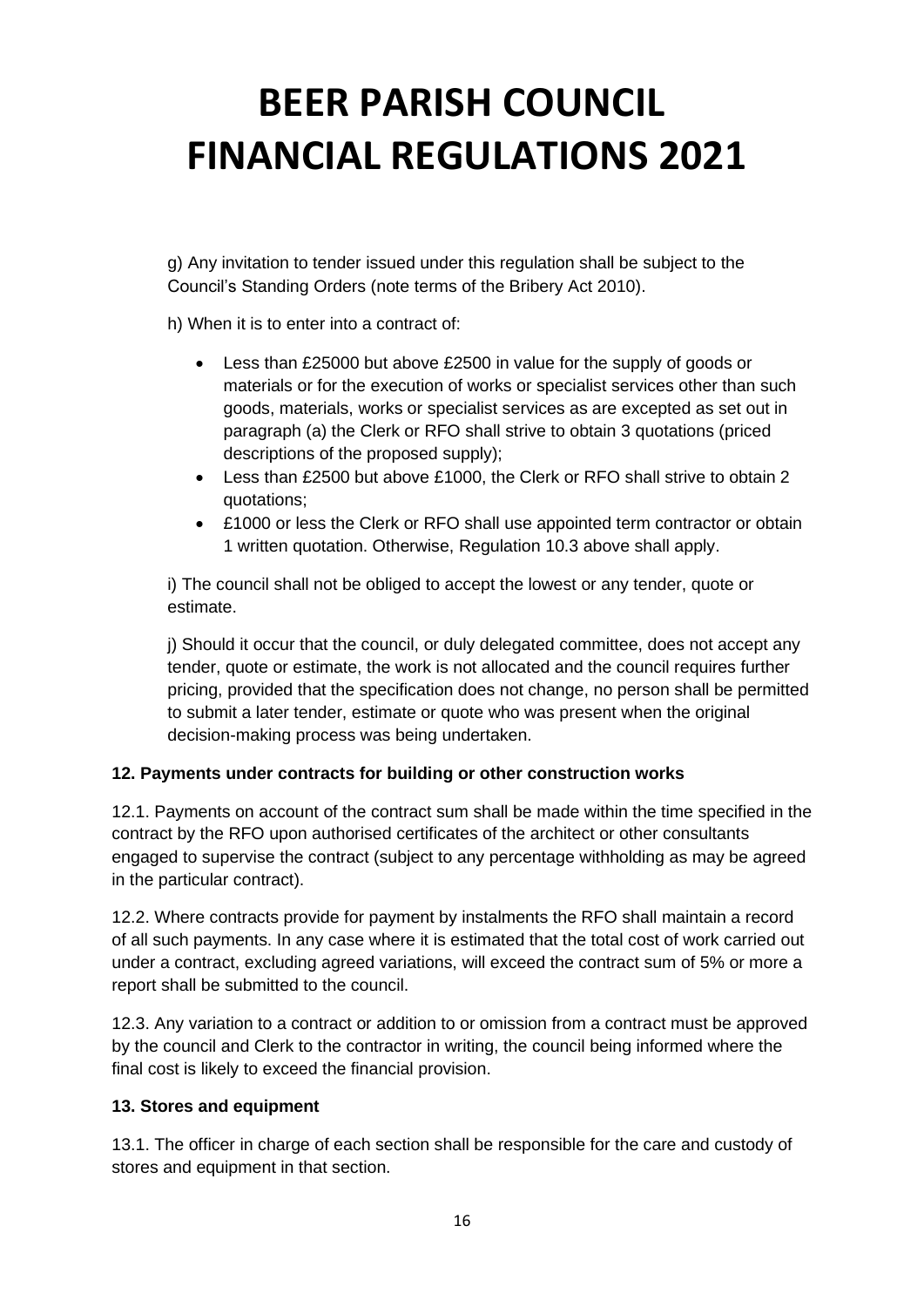g) Any invitation to tender issued under this regulation shall be subject to the Council's Standing Orders (note terms of the Bribery Act 2010).

h) When it is to enter into a contract of:

- Less than £25000 but above £2500 in value for the supply of goods or materials or for the execution of works or specialist services other than such goods, materials, works or specialist services as are excepted as set out in paragraph (a) the Clerk or RFO shall strive to obtain 3 quotations (priced descriptions of the proposed supply);
- Less than £2500 but above £1000, the Clerk or RFO shall strive to obtain 2 quotations;
- £1000 or less the Clerk or RFO shall use appointed term contractor or obtain 1 written quotation. Otherwise, Regulation 10.3 above shall apply.

i) The council shall not be obliged to accept the lowest or any tender, quote or estimate.

j) Should it occur that the council, or duly delegated committee, does not accept any tender, quote or estimate, the work is not allocated and the council requires further pricing, provided that the specification does not change, no person shall be permitted to submit a later tender, estimate or quote who was present when the original decision-making process was being undertaken.

**12. Payments under contracts for building or other construction works**

12.1. Payments on account of the contract sum shall be made within the time specified in the contract by the RFO upon authorised certificates of the architect or other consultants engaged to supervise the contract (subject to any percentage withholding as may be agreed in the particular contract).

12.2. Where contracts provide for payment by instalments the RFO shall maintain a record of all such payments. In any case where it is estimated that the total cost of work carried out under a contract, excluding agreed variations, will exceed the contract sum of 5% or more a report shall be submitted to the council.

12.3. Any variation to a contract or addition to or omission from a contract must be approved by the council and Clerk to the contractor in writing, the council being informed where the final cost is likely to exceed the financial provision.

**13. Stores and equipment**

13.1. The officer in charge of each section shall be responsible for the care and custody of stores and equipment in that section.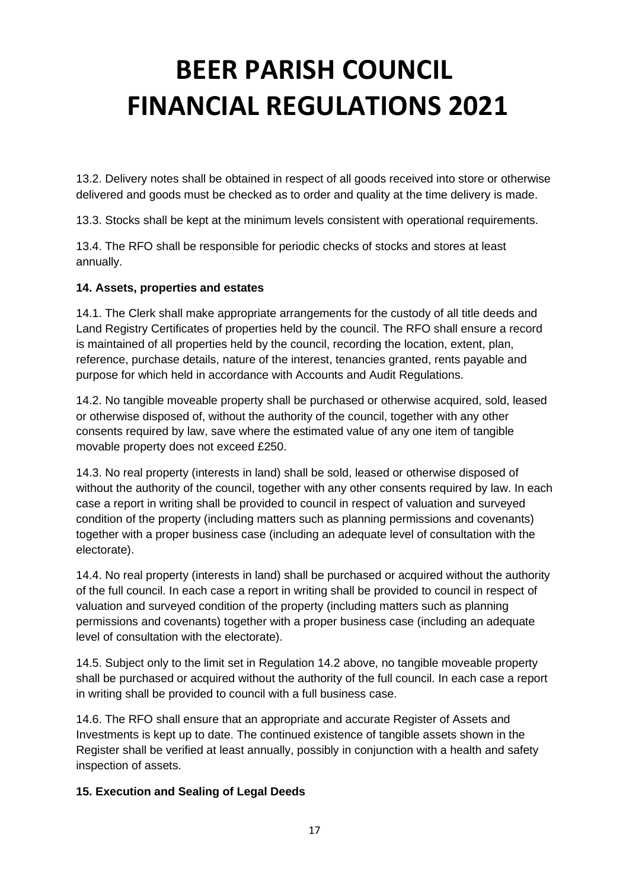13.2. Delivery notes shall be obtained in respect of all goods received into store or otherwise delivered and goods must be checked as to order and quality at the time delivery is made.

13.3. Stocks shall be kept at the minimum levels consistent with operational requirements.

13.4. The RFO shall be responsible for periodic checks of stocks and stores at least annually.

**14. Assets, properties and estates**

14.1. The Clerk shall make appropriate arrangements for the custody of all title deeds and Land Registry Certificates of properties held by the council. The RFO shall ensure a record is maintained of all properties held by the council, recording the location, extent, plan, reference, purchase details, nature of the interest, tenancies granted, rents payable and purpose for which held in accordance with Accounts and Audit Regulations.

14.2. No tangible moveable property shall be purchased or otherwise acquired, sold, leased or otherwise disposed of, without the authority of the council, together with any other consents required by law, save where the estimated value of any one item of tangible movable property does not exceed £250.

14.3. No real property (interests in land) shall be sold, leased or otherwise disposed of without the authority of the council, together with any other consents required by law. In each case a report in writing shall be provided to council in respect of valuation and surveyed condition of the property (including matters such as planning permissions and covenants) together with a proper business case (including an adequate level of consultation with the electorate).

14.4. No real property (interests in land) shall be purchased or acquired without the authority of the full council. In each case a report in writing shall be provided to council in respect of valuation and surveyed condition of the property (including matters such as planning permissions and covenants) together with a proper business case (including an adequate level of consultation with the electorate).

14.5. Subject only to the limit set in Regulation 14.2 above, no tangible moveable property shall be purchased or acquired without the authority of the full council. In each case a report in writing shall be provided to council with a full business case.

14.6. The RFO shall ensure that an appropriate and accurate Register of Assets and Investments is kept up to date. The continued existence of tangible assets shown in the Register shall be verified at least annually, possibly in conjunction with a health and safety inspection of assets.

**15. Execution and Sealing of Legal Deeds**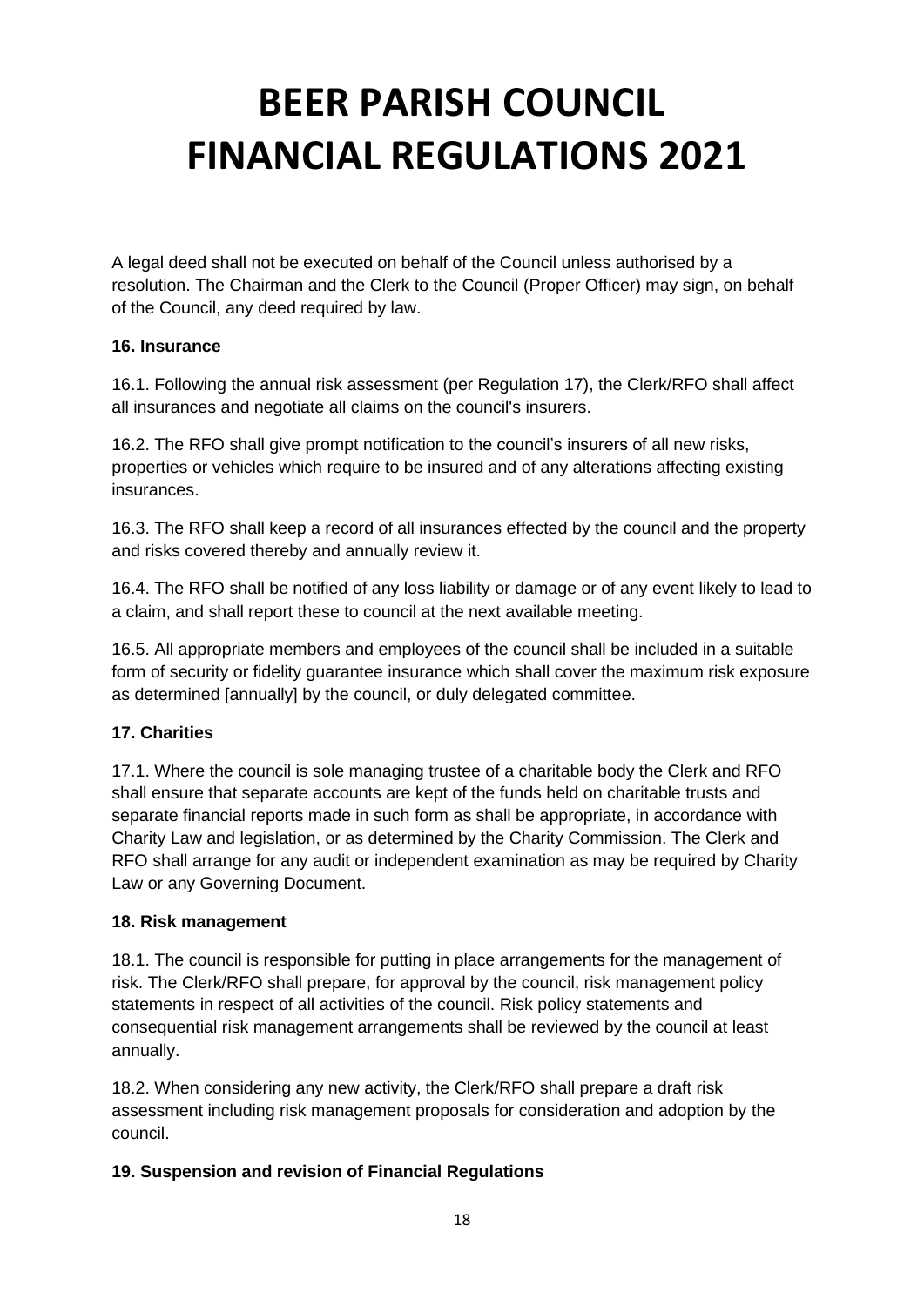# BEER PARISH COUNCIL FINANCIAL REGULATIONS 2021

A legal deed shall not be executed on behalf of the Council unless authorised by a resolution. The Chairman and the Clerk to the Council (Proper Officer) may sign, on behalf of the Council, any deed required by law.

**16. Insurance**

16.1. Following the annual risk assessment (per Regulation 17), the Clerk/RFO shall affect all insurances and negotiate all claims on the council's insurers.

16.2. The RFO shall give prompt notification to the council's insurers of all new risks, properties or vehicles which require to be insured and of any alterations affecting existing insurances.

16.3. The RFO shall keep a record of all insurances effected by the council and the property and risks covered thereby and annually review it.

16.4. The RFO shall be notified of any loss liability or damage or of any event likely to lead to a claim, and shall report these to council at the next available meeting.

16.5. All appropriate members and employees of the council shall be included in a suitable form of security or fidelity guarantee insurance which shall cover the maximum risk exposure as determined [annually] by the council, or duly delegated committee.

**17. Charities**

17.1. Where the council is sole managing trustee of a charitable body the Clerk and RFO shall ensure that separate accounts are kept of the funds held on charitable trusts and separate financial reports made in such form as shall be appropriate, in accordance with Charity Law and legislation, or as determined by the Charity Commission. The Clerk and RFO shall arrange for any audit or independent examination as may be required by Charity Law or any Governing Document.

**18. Risk management**

18.1. The council is responsible for putting in place arrangements for the management of risk. The Clerk/RFO shall prepare, for approval by the council, risk management policy statements in respect of all activities of the council. Risk policy statements and consequential risk management arrangements shall be reviewed by the council at least annually.

18.2. When considering any new activity, the Clerk/RFO shall prepare a draft risk assessment including risk management proposals for consideration and adoption by the council.

**19. Suspension and revision of Financial Regulations**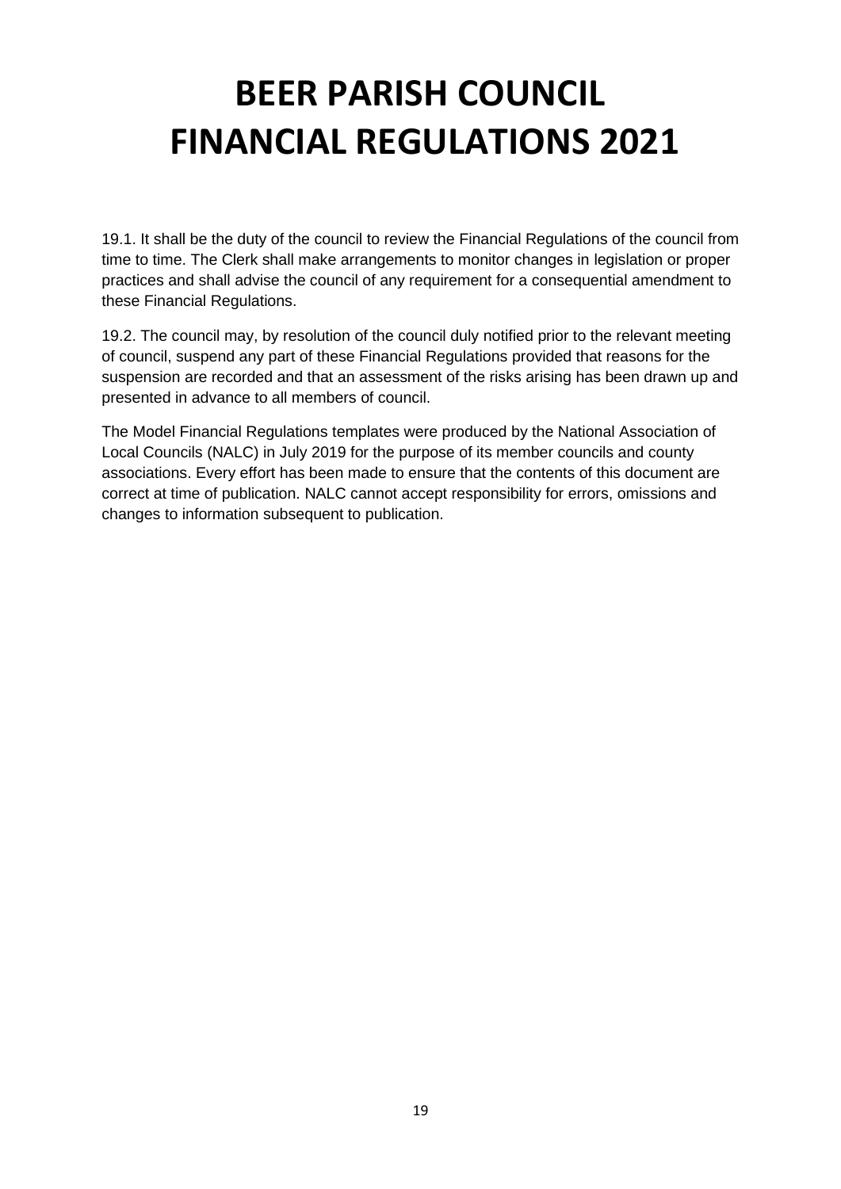# BEER PARISH COUNCIL FINANCIAL REGULATIONS 2021

19.1. It shall be the duty of the council to review the Financial Regulations of the council from time to time. The Clerk shall make arrangements to monitor changes in legislation or proper practices and shall advise the council of any requirement for a consequential amendment to these Financial Regulations.

19.2. The council may, by resolution of the council duly notified prior to the relevant meeting of council, suspend any part of these Financial Regulations provided that reasons for the suspension are recorded and that an assessment of the risks arising has been drawn up and presented in advance to all members of council.

The Model Financial Regulations templates were produced by the National Association of Local Councils (NALC) in July 2019 for the purpose of its member councils and county associations. Every effort has been made to ensure that the contents of this document are correct at time of publication. NALC cannot accept responsibility for errors, omissions and changes to information subsequent to publication.